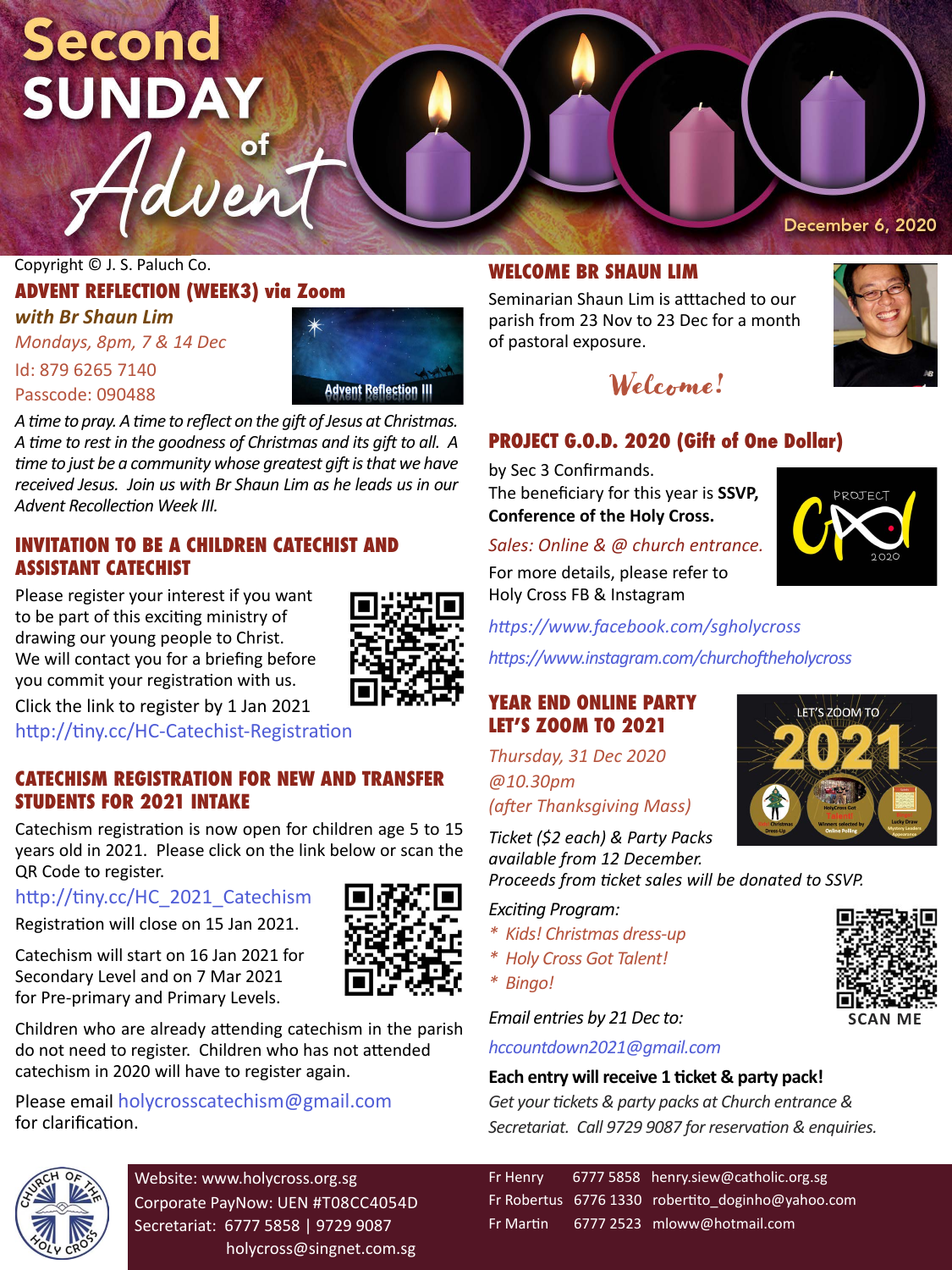# Second SUNDAY of Advent

December 6, 2020

Copyright © J. S. Paluch Co.

## ADVENT REFLECTION (WEEK3) via Zoom

***with Br Shaun Lim***

*Mondays, 8pm, 7 & 14 Dec*

Id: 879 6265 7140

Passcode: 090488

*A time to pray. A time to reflect on the gift of Jesus at Christmas. A time to rest in the goodness of Christmas and its gift to all. A time to just be a community whose greatest gift is that we have received Jesus. Join us with Br Shaun Lim as he leads us in our Advent Recollection Week III.*

## INVITATION TO BE A CHILDREN CATECHIST AND ASSISTANT CATECHIST

Please register your interest if you want to be part of this exciting ministry of drawing our young people to Christ. We will contact you for a briefing before you commit your registration with us.

Click the link to register by 1 Jan 2021

http://tiny.cc/HC-Catechist-Registration

## CATECHISM REGISTRATION FOR NEW AND TRANSFER STUDENTS FOR 2021 INTAKE

Catechism registration is now open for children age 5 to 15 years old in 2021. Please click on the link below or scan the QR Code to register.

http://tiny.cc/HC_2021_Catechism

Registration will close on 15 Jan 2021.

Catechism will start on 16 Jan 2021 for Secondary Level and on 7 Mar 2021 for Pre-primary and Primary Levels.

Children who are already attending catechism in the parish do not need to register. Children who has not attended catechism in 2020 will have to register again.

Please email holycrosscatechism@gmail.com for clarification.

## WELCOME BR SHAUN LIM

Seminarian Shaun Lim is atttached to our parish from 23 Nov to 23 Dec for a month of pastoral exposure.

*Welcome!*

## PROJECT G.O.D. 2020 (Gift of One Dollar)

by Sec 3 Confirmands.

The beneficiary for this year is **SSVP, Conference of the Holy Cross.**

*Sales: Online & @ church entrance.*

For more details, please refer to Holy Cross FB & Instagram

*https://www.facebook.com/sgholycross*

*https://www.instagram.com/churchoftheholycross*

## YEAR END ONLINE PARTY LET'S ZOOM TO 2021

*Thursday, 31 Dec 2020*

*@10.30pm*

*(after Thanksgiving Mass)*

*Ticket ($2 each) & Party Packs available from 12 December.*

*Proceeds from ticket sales will be donated to SSVP.*

*Exciting Program:*

* *Kids! Christmas dress-up*
* *Holy Cross Got Talent!*
* *Bingo!*

*Email entries by 21 Dec to:*

*hccountdown2021@gmail.com*

SCAN ME

**Each entry will receive 1 ticket & party pack!**

*Get your tickets & party packs at Church entrance & Secretariat. Call 9729 9087 for reservation & enquiries.*

Website: www.holycross.org.sg

Corporate PayNow: UEN #T08CC4054D

Secretariat: 6777 5858 | 9729 9087

holycross@singnet.com.sg

| | | |
|---|---|---|
| Fr Henry | 6777 5858 | henry.siew@catholic.org.sg |
| Fr Robertus | 6776 1330 | robertito_doginho@yahoo.com |
| Fr Martin | 6777 2523 | mloww@hotmail.com |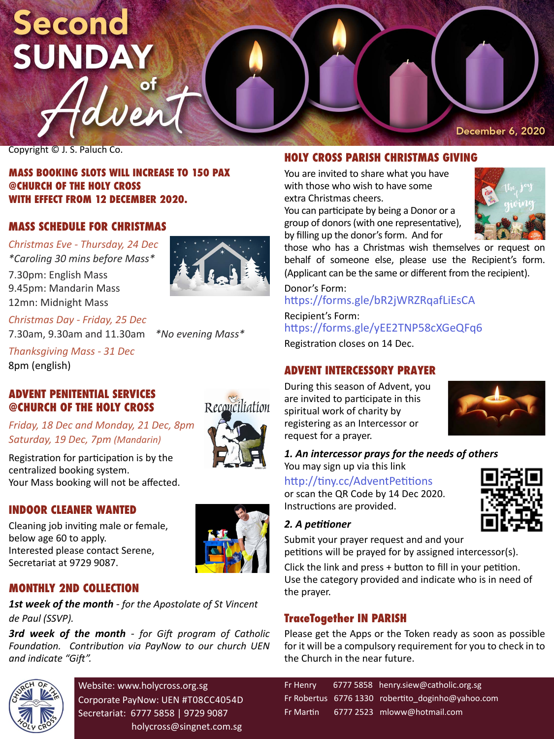# Second SUNDAY of Advent

December 6, 2020

Copyright © J. S. Paluch Co.

## MASS BOOKING SLOTS WILL INCREASE TO 150 PAX @CHURCH OF THE HOLY CROSS WITH EFFECT FROM 12 DECEMBER 2020.

## MASS SCHEDULE FOR CHRISTMAS

*Christmas Eve - Thursday, 24 Dec*
*\*Caroling 30 mins before Mass\**

7.30pm: English Mass
9.45pm: Mandarin Mass
12mn: Midnight Mass

*Christmas Day - Friday, 25 Dec*

7.30am, 9.30am and 11.30am *\*No evening Mass\**

*Thanksgiving Mass - 31 Dec*

8pm (english)

## ADVENT PENITENTIAL SERVICES @CHURCH OF THE HOLY CROSS

*Friday, 18 Dec and Monday, 21 Dec, 8pm*
*Saturday, 19 Dec, 7pm (Mandarin)*

Registration for participation is by the centralized booking system.
Your Mass booking will not be affected.

## INDOOR CLEANER WANTED

Cleaning job inviting male or female, below age 60 to apply.
Interested please contact Serene, Secretariat at 9729 9087.

## MONTHLY 2ND COLLECTION

***1st week of the month*** *- for the Apostolate of St Vincent de Paul (SSVP).*

***3rd week of the month*** *- for Gift program of Catholic Foundation. Contribution via PayNow to our church UEN and indicate "Gift".*

## HOLY CROSS PARISH CHRISTMAS GIVING

You are invited to share what you have with those who wish to have some extra Christmas cheers.
You can participate by being a Donor or a group of donors (with one representative), by filling up the donor's form. And for those who has a Christmas wish themselves or request on behalf of someone else, please use the Recipient's form. (Applicant can be the same or different from the recipient).

Donor's Form:
https://forms.gle/bR2jWRZRqafLiEsCA

Recipient's Form:
https://forms.gle/yEE2TNP58cXGeQFq6

Registration closes on 14 Dec.

## ADVENT INTERCESSORY PRAYER

During this season of Advent, you are invited to participate in this spiritual work of charity by registering as an Intercessor or request for a prayer.

***1. An intercessor prays for the needs of others***

You may sign up via this link
http://tiny.cc/AdventPetitions
or scan the QR Code by 14 Dec 2020.
Instructions are provided.

***2. A petitioner***

Submit your prayer request and and your petitions will be prayed for by assigned intercessor(s).

Click the link and press + button to fill in your petition.
Use the category provided and indicate who is in need of the prayer.

## TraceTogether IN PARISH

Please get the Apps or the Token ready as soon as possible for it will be a compulsory requirement for you to check in to the Church in the near future.

Website: www.holycross.org.sg
Corporate PayNow: UEN #T08CC4054D
Secretariat: 6777 5858 | 9729 9087
holycross@singnet.com.sg

| | | |
|---|---|---|
| Fr Henry | 6777 5858 | henry.siew@catholic.org.sg |
| Fr Robertus | 6776 1330 | robertito_doginho@yahoo.com |
| Fr Martin | 6777 2523 | mloww@hotmail.com |